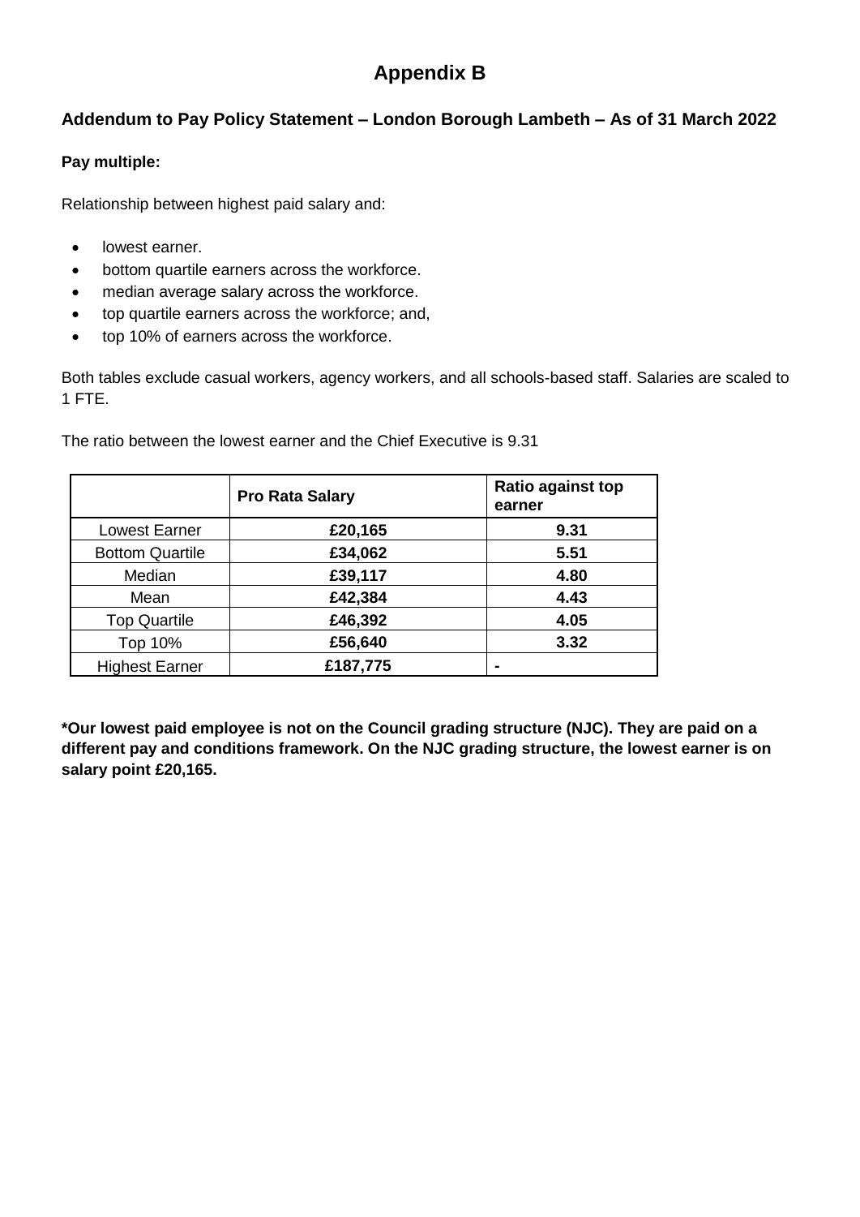# Appendix B

## Addendum to Pay Policy Statement – London Borough Lambeth – As of 31 March 2022

**Pay multiple:**

Relationship between highest paid salary and:

- lowest earner.
- bottom quartile earners across the workforce.
- median average salary across the workforce.
- top quartile earners across the workforce; and,
- top 10% of earners across the workforce.

Both tables exclude casual workers, agency workers, and all schools-based staff. Salaries are scaled to 1 FTE.

The ratio between the lowest earner and the Chief Executive is 9.31

| | Pro Rata Salary | Ratio against top earner |
|---|---|---|
| Lowest Earner | **£20,165** | **9.31** |
| Bottom Quartile | **£34,062** | **5.51** |
| Median | **£39,117** | **4.80** |
| Mean | **£42,384** | **4.43** |
| Top Quartile | **£46,392** | **4.05** |
| Top 10% | **£56,640** | **3.32** |
| Highest Earner | **£187,775** | **-** |

**\*Our lowest paid employee is not on the Council grading structure (NJC). They are paid on a different pay and conditions framework. On the NJC grading structure, the lowest earner is on salary point £20,165.**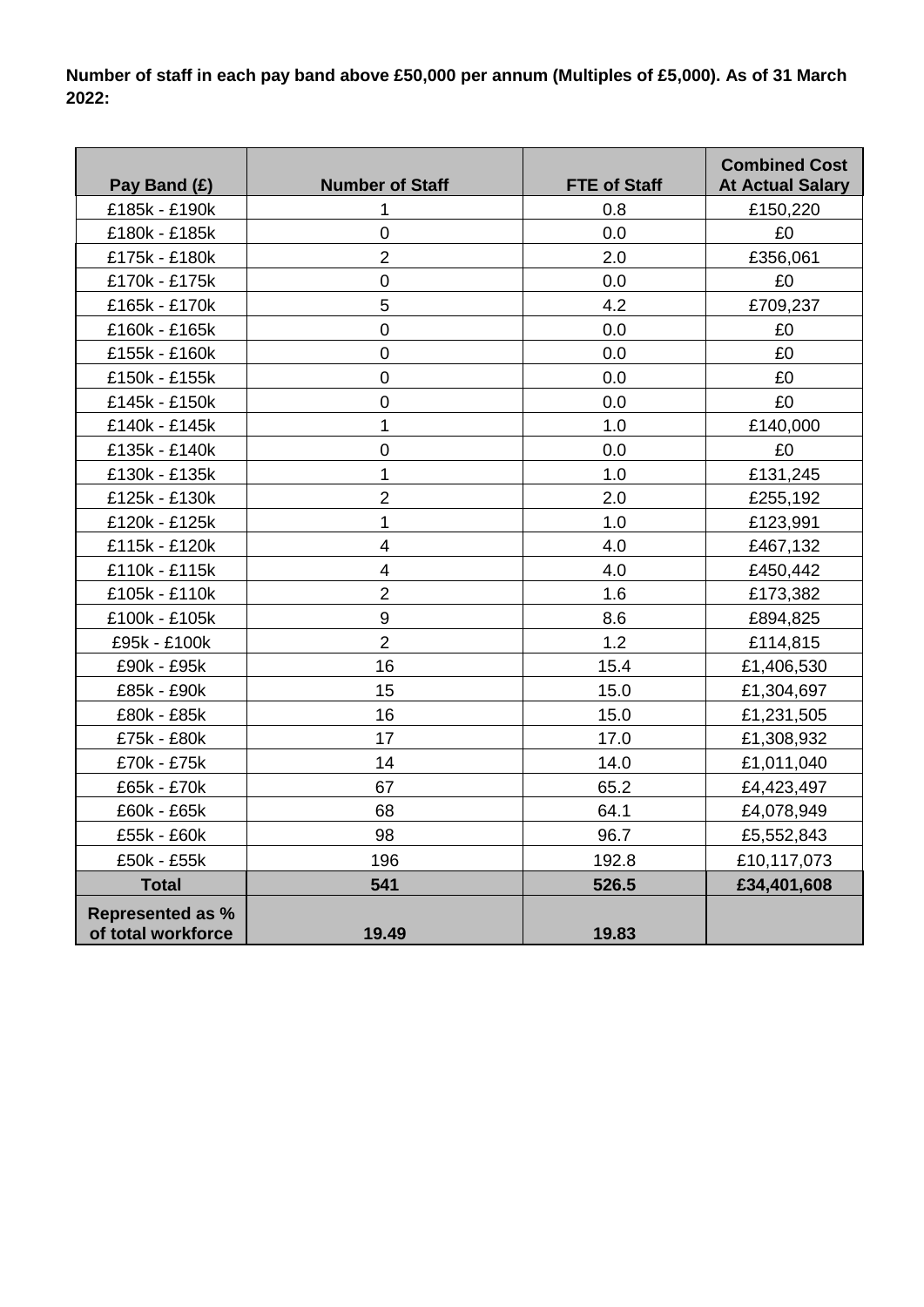**Number of staff in each pay band above £50,000 per annum (Multiples of £5,000). As of 31 March 2022:**

| Pay Band (£) | Number of Staff | FTE of Staff | Combined Cost At Actual Salary |
|---|---|---|---|
| £185k - £190k | 1 | 0.8 | £150,220 |
| £180k - £185k | 0 | 0.0 | £0 |
| £175k - £180k | 2 | 2.0 | £356,061 |
| £170k - £175k | 0 | 0.0 | £0 |
| £165k - £170k | 5 | 4.2 | £709,237 |
| £160k - £165k | 0 | 0.0 | £0 |
| £155k - £160k | 0 | 0.0 | £0 |
| £150k - £155k | 0 | 0.0 | £0 |
| £145k - £150k | 0 | 0.0 | £0 |
| £140k - £145k | 1 | 1.0 | £140,000 |
| £135k - £140k | 0 | 0.0 | £0 |
| £130k - £135k | 1 | 1.0 | £131,245 |
| £125k - £130k | 2 | 2.0 | £255,192 |
| £120k - £125k | 1 | 1.0 | £123,991 |
| £115k - £120k | 4 | 4.0 | £467,132 |
| £110k - £115k | 4 | 4.0 | £450,442 |
| £105k - £110k | 2 | 1.6 | £173,382 |
| £100k - £105k | 9 | 8.6 | £894,825 |
| £95k - £100k | 2 | 1.2 | £114,815 |
| £90k - £95k | 16 | 15.4 | £1,406,530 |
| £85k - £90k | 15 | 15.0 | £1,304,697 |
| £80k - £85k | 16 | 15.0 | £1,231,505 |
| £75k - £80k | 17 | 17.0 | £1,308,932 |
| £70k - £75k | 14 | 14.0 | £1,011,040 |
| £65k - £70k | 67 | 65.2 | £4,423,497 |
| £60k - £65k | 68 | 64.1 | £4,078,949 |
| £55k - £60k | 98 | 96.7 | £5,552,843 |
| £50k - £55k | 196 | 192.8 | £10,117,073 |
| **Total** | **541** | **526.5** | **£34,401,608** |
| **Represented as % of total workforce** | **19.49** | **19.83** | |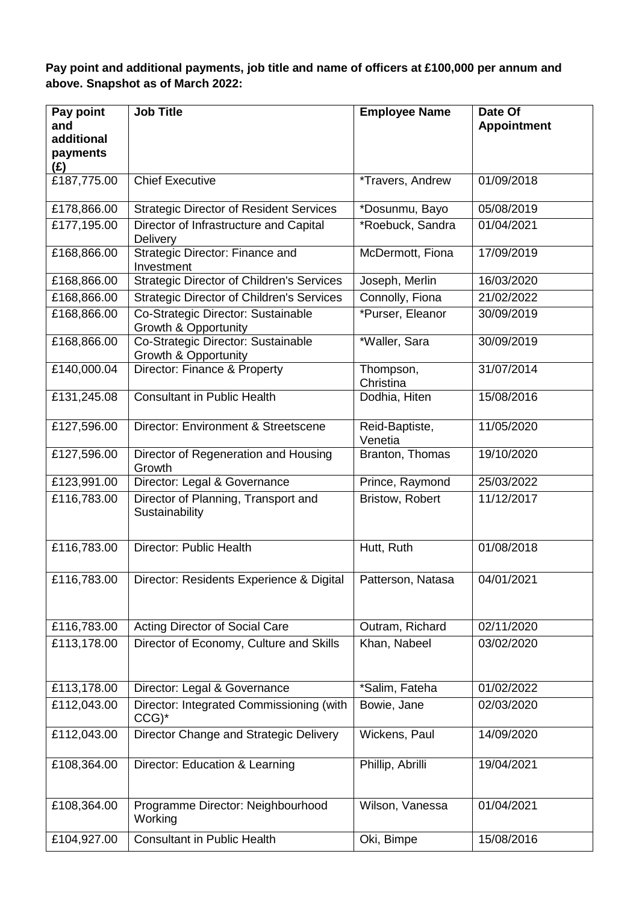**Pay point and additional payments, job title and name of officers at £100,000 per annum and above. Snapshot as of March 2022:**

| Pay point and additional payments (£) | Job Title | Employee Name | Date Of Appointment |
|---|---|---|---|
| £187,775.00 | Chief Executive | *Travers, Andrew | 01/09/2018 |
| £178,866.00 | Strategic Director of Resident Services | *Dosunmu, Bayo | 05/08/2019 |
| £177,195.00 | Director of Infrastructure and Capital Delivery | *Roebuck, Sandra | 01/04/2021 |
| £168,866.00 | Strategic Director: Finance and Investment | McDermott, Fiona | 17/09/2019 |
| £168,866.00 | Strategic Director of Children's Services | Joseph, Merlin | 16/03/2020 |
| £168,866.00 | Strategic Director of Children's Services | Connolly, Fiona | 21/02/2022 |
| £168,866.00 | Co-Strategic Director: Sustainable Growth & Opportunity | *Purser, Eleanor | 30/09/2019 |
| £168,866.00 | Co-Strategic Director: Sustainable Growth & Opportunity | *Waller, Sara | 30/09/2019 |
| £140,000.04 | Director: Finance & Property | Thompson, Christina | 31/07/2014 |
| £131,245.08 | Consultant in Public Health | Dodhia, Hiten | 15/08/2016 |
| £127,596.00 | Director: Environment & Streetscene | Reid-Baptiste, Venetia | 11/05/2020 |
| £127,596.00 | Director of Regeneration and Housing Growth | Branton, Thomas | 19/10/2020 |
| £123,991.00 | Director: Legal & Governance | Prince, Raymond | 25/03/2022 |
| £116,783.00 | Director of Planning, Transport and Sustainability | Bristow, Robert | 11/12/2017 |
| £116,783.00 | Director: Public Health | Hutt, Ruth | 01/08/2018 |
| £116,783.00 | Director: Residents Experience & Digital | Patterson, Natasa | 04/01/2021 |
| £116,783.00 | Acting Director of Social Care | Outram, Richard | 02/11/2020 |
| £113,178.00 | Director of Economy, Culture and Skills | Khan, Nabeel | 03/02/2020 |
| £113,178.00 | Director: Legal & Governance | *Salim, Fateha | 01/02/2022 |
| £112,043.00 | Director: Integrated Commissioning (with CCG)* | Bowie, Jane | 02/03/2020 |
| £112,043.00 | Director Change and Strategic Delivery | Wickens, Paul | 14/09/2020 |
| £108,364.00 | Director: Education & Learning | Phillip, Abrilli | 19/04/2021 |
| £108,364.00 | Programme Director: Neighbourhood Working | Wilson, Vanessa | 01/04/2021 |
| £104,927.00 | Consultant in Public Health | Oki, Bimpe | 15/08/2016 |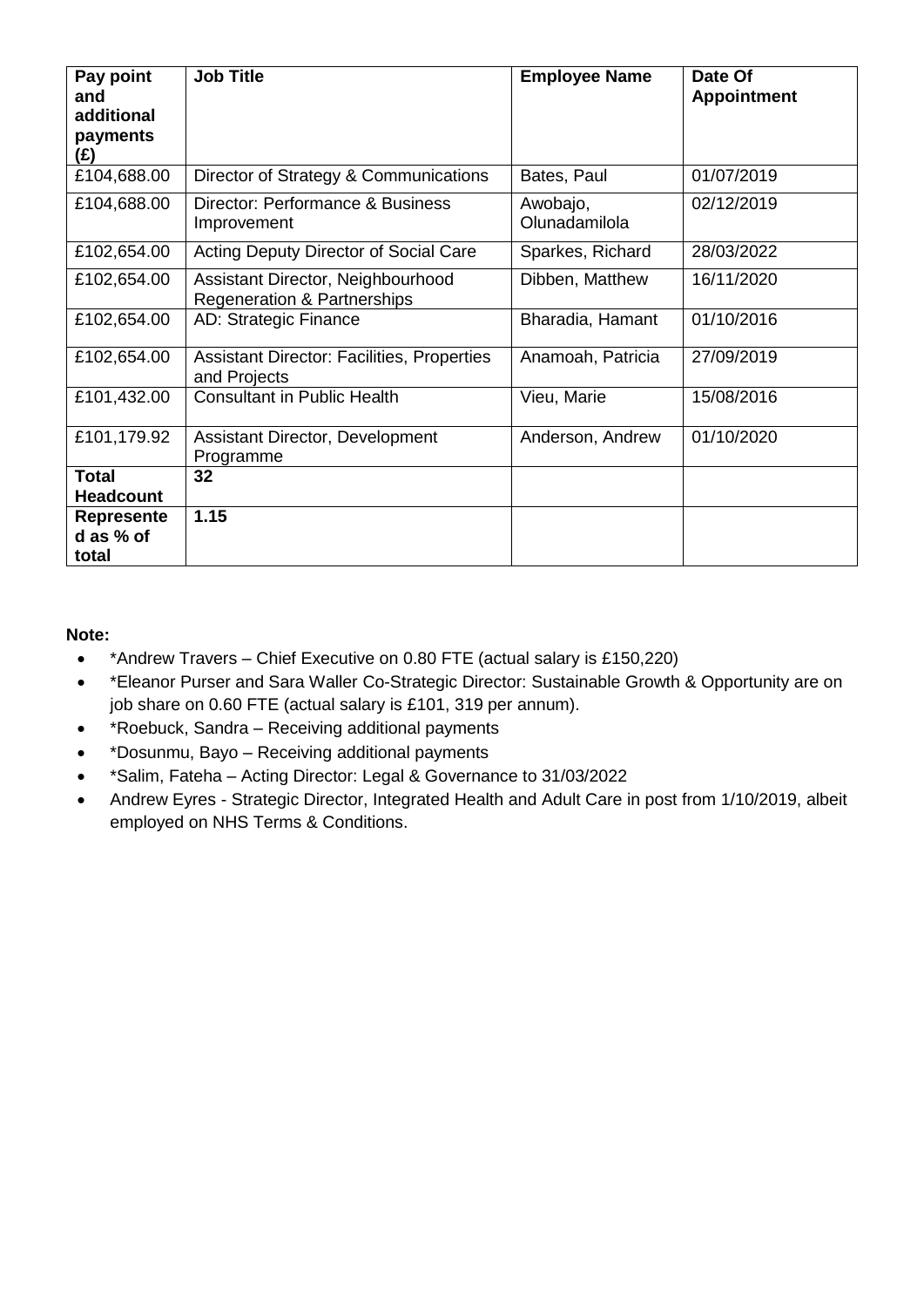| Pay point and additional payments (£) | Job Title | Employee Name | Date Of Appointment |
|---|---|---|---|
| £104,688.00 | Director of Strategy & Communications | Bates, Paul | 01/07/2019 |
| £104,688.00 | Director: Performance & Business Improvement | Awobajo, Olunadamilola | 02/12/2019 |
| £102,654.00 | Acting Deputy Director of Social Care | Sparkes, Richard | 28/03/2022 |
| £102,654.00 | Assistant Director, Neighbourhood Regeneration & Partnerships | Dibben, Matthew | 16/11/2020 |
| £102,654.00 | AD: Strategic Finance | Bharadia, Hamant | 01/10/2016 |
| £102,654.00 | Assistant Director: Facilities, Properties and Projects | Anamoah, Patricia | 27/09/2019 |
| £101,432.00 | Consultant in Public Health | Vieu, Marie | 15/08/2016 |
| £101,179.92 | Assistant Director, Development Programme | Anderson, Andrew | 01/10/2020 |
| **Total Headcount** | **32** | | |
| **Represented as % of total** | **1.15** | | |

**Note:**

- *Andrew Travers – Chief Executive on 0.80 FTE (actual salary is £150,220)
- *Eleanor Purser and Sara Waller Co-Strategic Director: Sustainable Growth & Opportunity are on job share on 0.60 FTE (actual salary is £101, 319 per annum).
- *Roebuck, Sandra – Receiving additional payments
- *Dosunmu, Bayo – Receiving additional payments
- *Salim, Fateha – Acting Director: Legal & Governance to 31/03/2022
- Andrew Eyres - Strategic Director, Integrated Health and Adult Care in post from 1/10/2019, albeit employed on NHS Terms & Conditions.